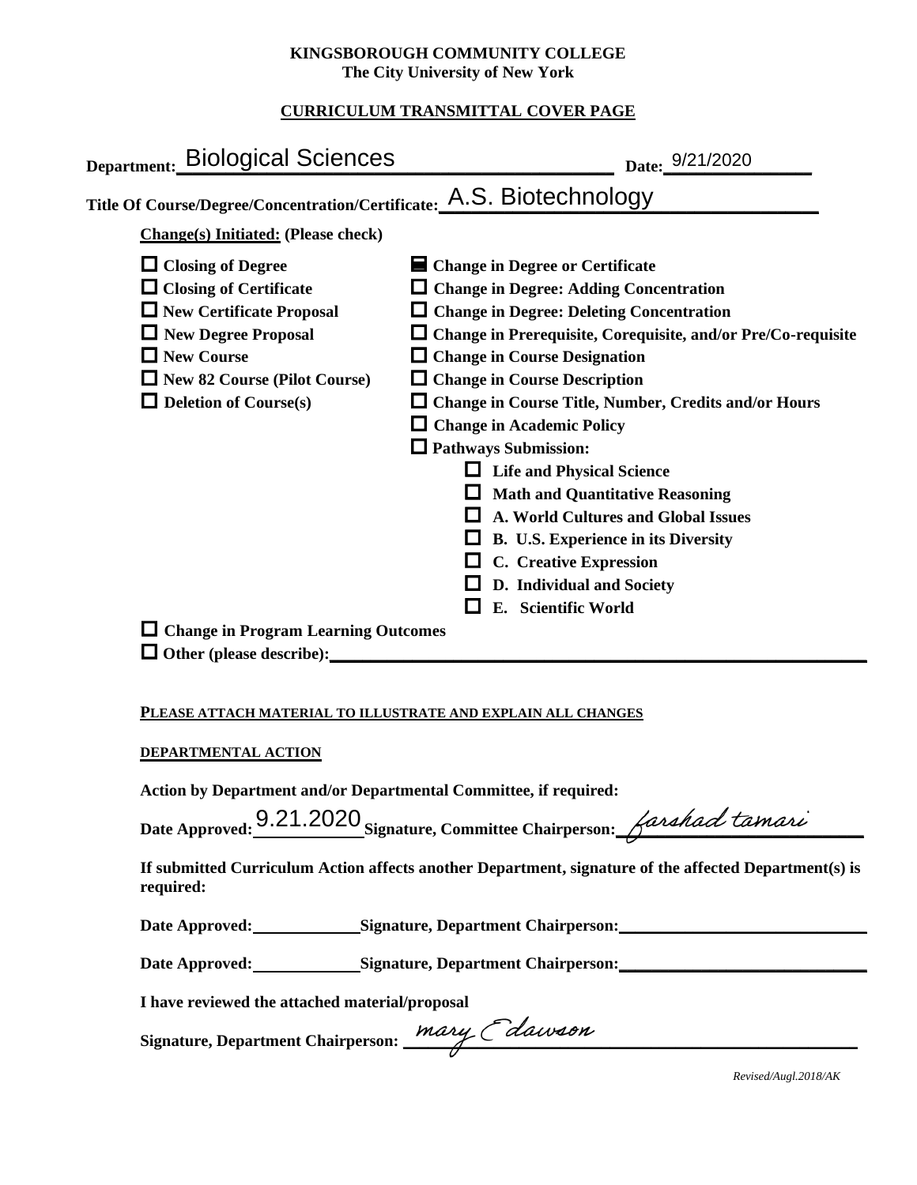**KINGSBOROUGH COMMUNITY COLLEGE**
**The City University of New York**

**CURRICULUM TRANSMITTAL COVER PAGE**

**Department:** Biological Sciences **Date:** 9/21/2020

**Title Of Course/Degree/Concentration/Certificate:** A.S. Biotechnology

**Change(s) Initiated:** (Please check)

- ☐ **Closing of Degree**
- ☐ **Closing of Certificate**
- ☐ **New Certificate Proposal**
- ☐ **New Degree Proposal**
- ☐ **New Course**
- ☐ **New 82 Course (Pilot Course)**
- ☐ **Deletion of Course(s)**
- ☒ **Change in Degree or Certificate**
- ☐ **Change in Degree: Adding Concentration**
- ☐ **Change in Degree: Deleting Concentration**
- ☐ **Change in Prerequisite, Corequisite, and/or Pre/Co-requisite**
- ☐ **Change in Course Designation**
- ☐ **Change in Course Description**
- ☐ **Change in Course Title, Number, Credits and/or Hours**
- ☐ **Change in Academic Policy**
- ☐ **Pathways Submission:**
  - ☐ **Life and Physical Science**
  - ☐ **Math and Quantitative Reasoning**
  - ☐ **A. World Cultures and Global Issues**
  - ☐ **B. U.S. Experience in its Diversity**
  - ☐ **C. Creative Expression**
  - ☐ **D. Individual and Society**
  - ☐ **E. Scientific World**
- ☐ **Change in Program Learning Outcomes**
- ☐ **Other (please describe):**

**PLEASE ATTACH MATERIAL TO ILLUSTRATE AND EXPLAIN ALL CHANGES**

**DEPARTMENTAL ACTION**

**Action by Department and/or Departmental Committee, if required:**

**Date Approved:** 9.21.2020 **Signature, Committee Chairperson:** farshad tamari

**If submitted Curriculum Action affects another Department, signature of the affected Department(s) is required:**

**Date Approved:** \_\_\_\_\_\_\_\_ **Signature, Department Chairperson:** \_\_\_\_\_\_\_\_\_\_\_\_\_\_\_\_

**Date Approved:** \_\_\_\_\_\_\_\_ **Signature, Department Chairperson:** \_\_\_\_\_\_\_\_\_\_\_\_\_\_\_\_

**I have reviewed the attached material/proposal**

**Signature, Department Chairperson:** mary E dawson

*Revised/Augl.2018/AK*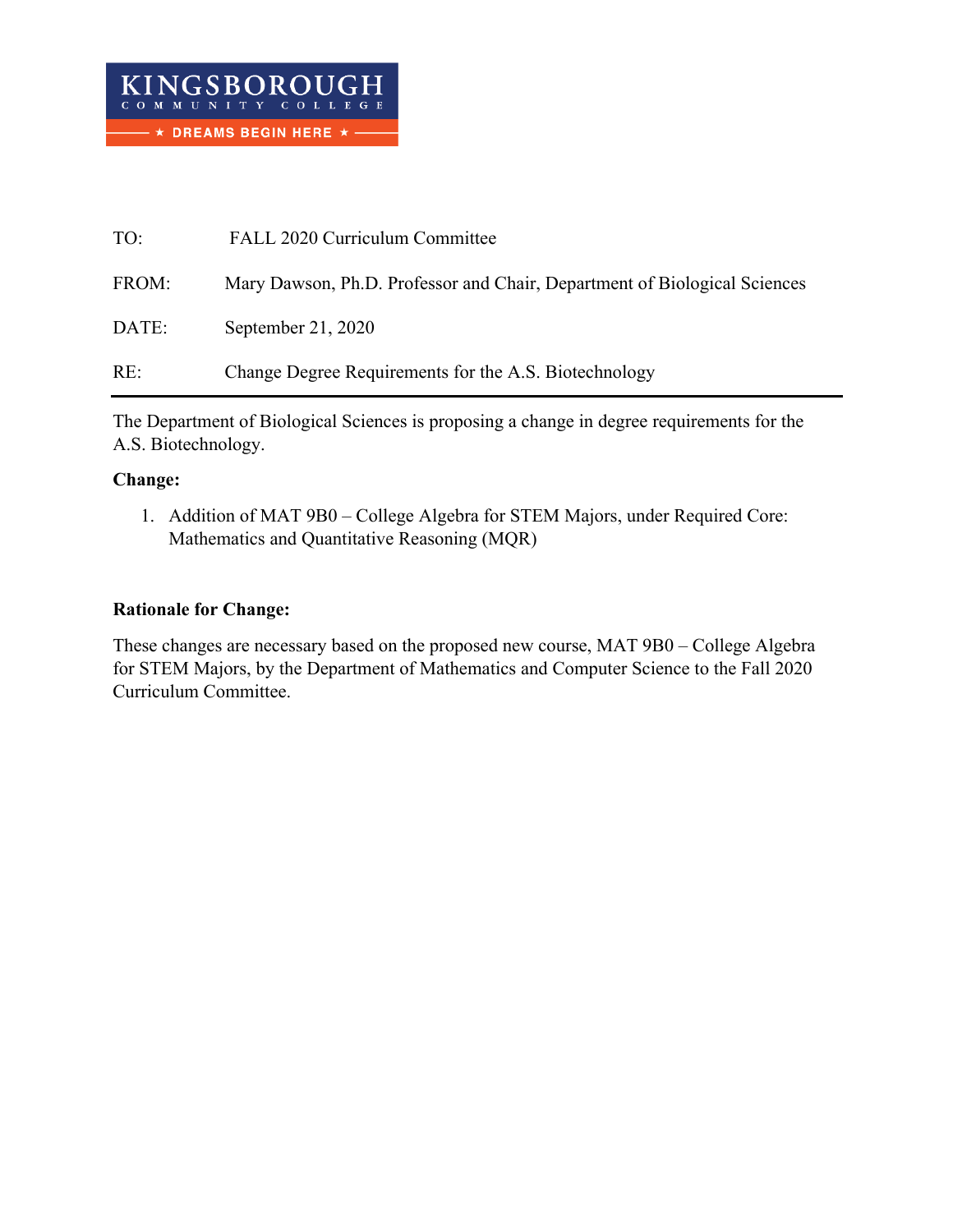KINGSBOROUGH COMMUNITY COLLEGE
★ DREAMS BEGIN HERE ★

TO: FALL 2020 Curriculum Committee

FROM: Mary Dawson, Ph.D. Professor and Chair, Department of Biological Sciences

DATE: September 21, 2020

RE: Change Degree Requirements for the A.S. Biotechnology

---

The Department of Biological Sciences is proposing a change in degree requirements for the A.S. Biotechnology.

**Change:**

1. Addition of MAT 9B0 – College Algebra for STEM Majors, under Required Core: Mathematics and Quantitative Reasoning (MQR)

**Rationale for Change:**

These changes are necessary based on the proposed new course, MAT 9B0 – College Algebra for STEM Majors, by the Department of Mathematics and Computer Science to the Fall 2020 Curriculum Committee.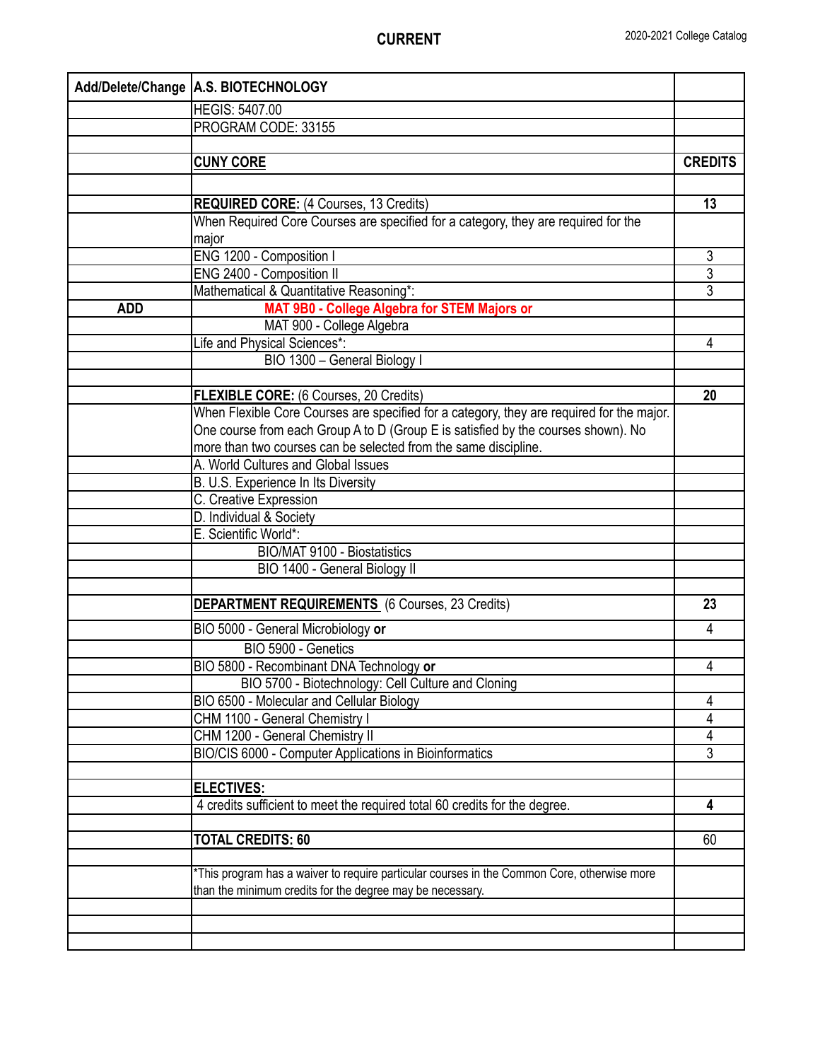**CURRENT**

2020-2021 College Catalog

| Add/Delete/Change | A.S. BIOTECHNOLOGY | |
|---|---|---|
| | HEGIS: 5407.00 | |
| | PROGRAM CODE: 33155 | |
| | | |
| | **CUNY CORE** | **CREDITS** |
| | | |
| | **REQUIRED CORE:** (4 Courses, 13 Credits) | **13** |
| | When Required Core Courses are specified for a category, they are required for the major | |
| | ENG 1200 - Composition I | 3 |
| | ENG 2400 - Composition II | 3 |
| | Mathematical & Quantitative Reasoning*: | 3 |
| **ADD** | **MAT 9B0 - College Algebra for STEM Majors or** | |
| | MAT 900 - College Algebra | |
| | Life and Physical Sciences*: | 4 |
| | BIO 1300 – General Biology I | |
| | | |
| | **FLEXIBLE CORE:** (6 Courses, 20 Credits) | **20** |
| | When Flexible Core Courses are specified for a category, they are required for the major. One course from each Group A to D (Group E is satisfied by the courses shown). No more than two courses can be selected from the same discipline. | |
| | A. World Cultures and Global Issues | |
| | B. U.S. Experience In Its Diversity | |
| | C. Creative Expression | |
| | D. Individual & Society | |
| | E. Scientific World*: | |
| | BIO/MAT 9100 - Biostatistics | |
| | BIO 1400 - General Biology II | |
| | | |
| | **DEPARTMENT REQUIREMENTS** (6 Courses, 23 Credits) | **23** |
| | BIO 5000 - General Microbiology **or** | 4 |
| | BIO 5900 - Genetics | |
| | BIO 5800 - Recombinant DNA Technology **or** | 4 |
| | BIO 5700 - Biotechnology: Cell Culture and Cloning | |
| | BIO 6500 - Molecular and Cellular Biology | 4 |
| | CHM 1100 - General Chemistry I | 4 |
| | CHM 1200 - General Chemistry II | 4 |
| | BIO/CIS 6000 - Computer Applications in Bioinformatics | 3 |
| | | |
| | **ELECTIVES:** | |
| | 4 credits sufficient to meet the required total 60 credits for the degree. | **4** |
| | | |
| | **TOTAL CREDITS: 60** | 60 |
| | | |
| | *This program has a waiver to require particular courses in the Common Core, otherwise more than the minimum credits for the degree may be necessary. | |
| | | |
| | | |
| | | |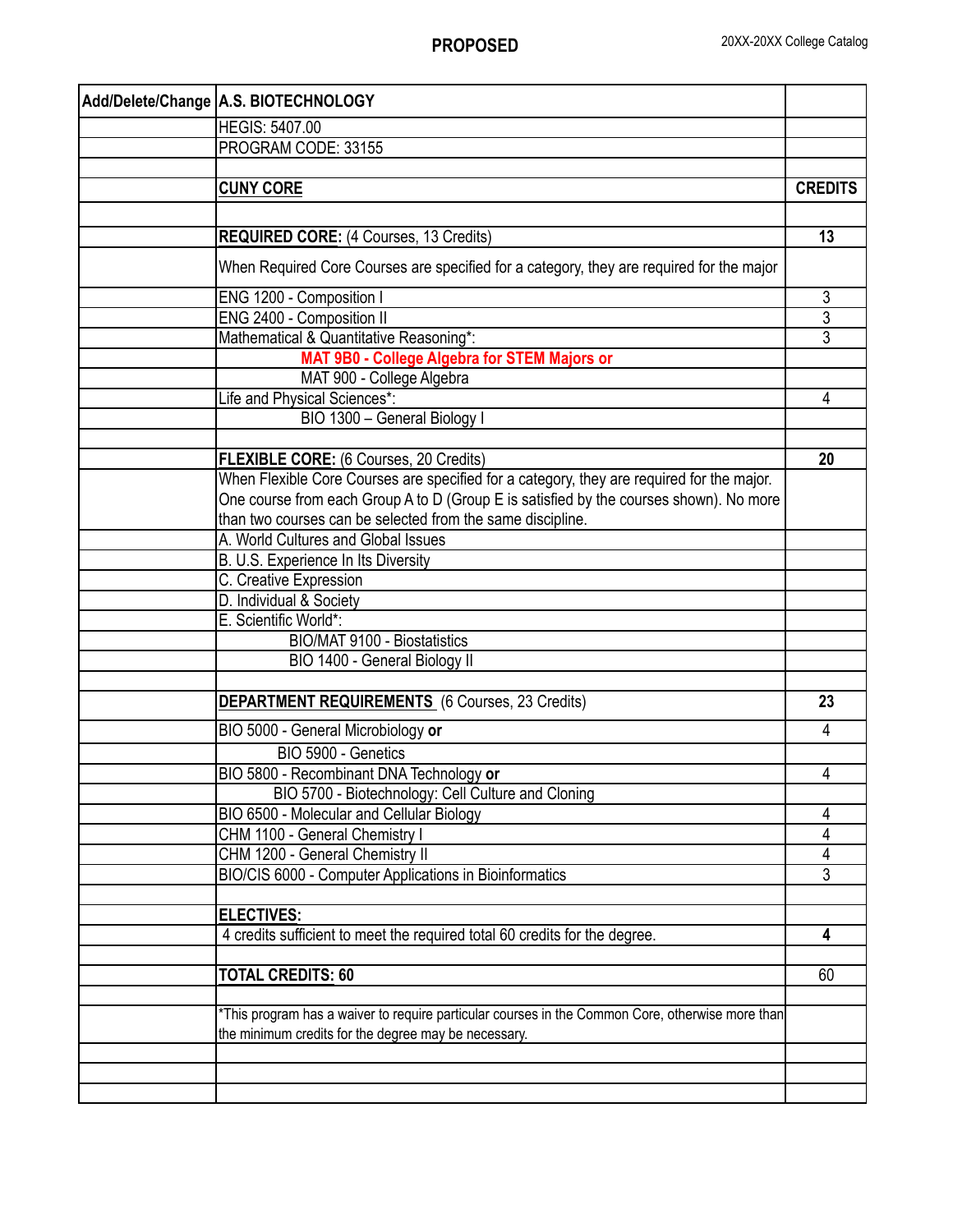**PROPOSED**

| Add/Delete/Change | A.S. BIOTECHNOLOGY | |
|---|---|---|
| | HEGIS: 5407.00 | |
| | PROGRAM CODE: 33155 | |
| | | |
| | **CUNY CORE** | **CREDITS** |
| | | |
| | **REQUIRED CORE:** (4 Courses, 13 Credits) | **13** |
| | When Required Core Courses are specified for a category, they are required for the major | |
| | ENG 1200 - Composition I | 3 |
| | ENG 2400 - Composition II | 3 |
| | Mathematical & Quantitative Reasoning*: | 3 |
| | **MAT 9B0 - College Algebra for STEM Majors or** | |
| | MAT 900 - College Algebra | |
| | Life and Physical Sciences*: | 4 |
| | BIO 1300 – General Biology I | |
| | | |
| | **FLEXIBLE CORE:** (6 Courses, 20 Credits) | **20** |
| | When Flexible Core Courses are specified for a category, they are required for the major. One course from each Group A to D (Group E is satisfied by the courses shown). No more than two courses can be selected from the same discipline. | |
| | A. World Cultures and Global Issues | |
| | B. U.S. Experience In Its Diversity | |
| | C. Creative Expression | |
| | D. Individual & Society | |
| | E. Scientific World*: | |
| | BIO/MAT 9100 - Biostatistics | |
| | BIO 1400 - General Biology II | |
| | | |
| | **DEPARTMENT REQUIREMENTS** (6 Courses, 23 Credits) | **23** |
| | BIO 5000 - General Microbiology **or** | 4 |
| | BIO 5900 - Genetics | |
| | BIO 5800 - Recombinant DNA Technology **or** | 4 |
| | BIO 5700 - Biotechnology: Cell Culture and Cloning | |
| | BIO 6500 - Molecular and Cellular Biology | 4 |
| | CHM 1100 - General Chemistry I | 4 |
| | CHM 1200 - General Chemistry II | 4 |
| | BIO/CIS 6000 - Computer Applications in Bioinformatics | 3 |
| | | |
| | **ELECTIVES:** | |
| | 4 credits sufficient to meet the required total 60 credits for the degree. | **4** |
| | | |
| | **TOTAL CREDITS: 60** | 60 |
| | | |
| | *This program has a waiver to require particular courses in the Common Core, otherwise more than the minimum credits for the degree may be necessary. | |
| | | |
| | | |
| | | |